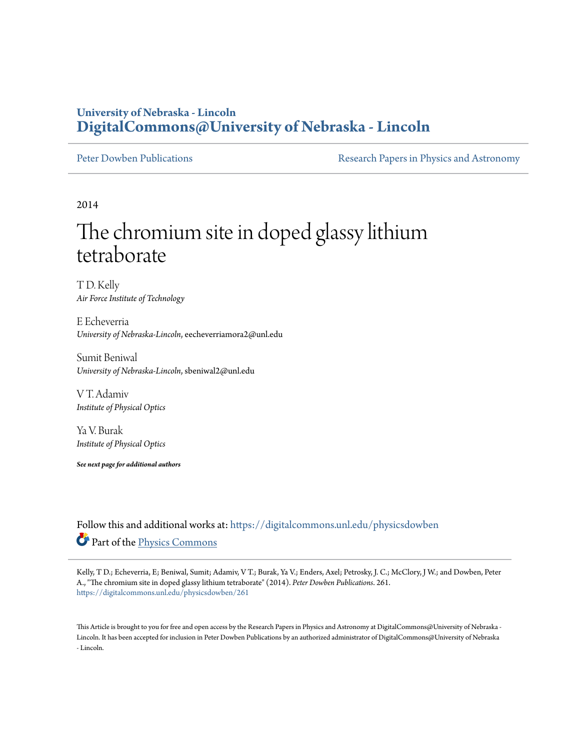University of Nebraska - Lincoln
**DigitalCommons@University of Nebraska - Lincoln**

Peter Dowben Publications | Research Papers in Physics and Astronomy

2014

# The chromium site in doped glassy lithium tetraborate

T D. Kelly
*Air Force Institute of Technology*

E Echeverria
*University of Nebraska-Lincoln*, eecheverriamora2@unl.edu

Sumit Beniwal
*University of Nebraska-Lincoln*, sbeniwal2@unl.edu

V T. Adamiv
*Institute of Physical Optics*

Ya V. Burak
*Institute of Physical Optics*

***See next page for additional authors***

Follow this and additional works at: https://digitalcommons.unl.edu/physicsdowben

Part of the Physics Commons

Kelly, T D.; Echeverria, E; Beniwal, Sumit; Adamiv, V T.; Burak, Ya V.; Enders, Axel; Petrosky, J. C.; McClory, J W.; and Dowben, Peter A., "The chromium site in doped glassy lithium tetraborate" (2014). *Peter Dowben Publications*. 261.
https://digitalcommons.unl.edu/physicsdowben/261

This Article is brought to you for free and open access by the Research Papers in Physics and Astronomy at DigitalCommons@University of Nebraska - Lincoln. It has been accepted for inclusion in Peter Dowben Publications by an authorized administrator of DigitalCommons@University of Nebraska - Lincoln.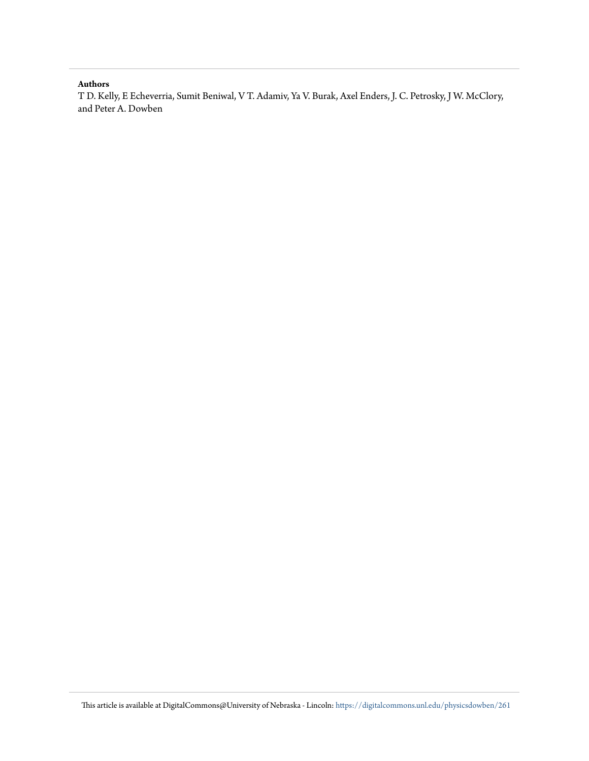**Authors**

T D. Kelly, E Echeverria, Sumit Beniwal, V T. Adamiv, Ya V. Burak, Axel Enders, J. C. Petrosky, J W. McClory, and Peter A. Dowben

This article is available at DigitalCommons@University of Nebraska - Lincoln: https://digitalcommons.unl.edu/physicsdowben/261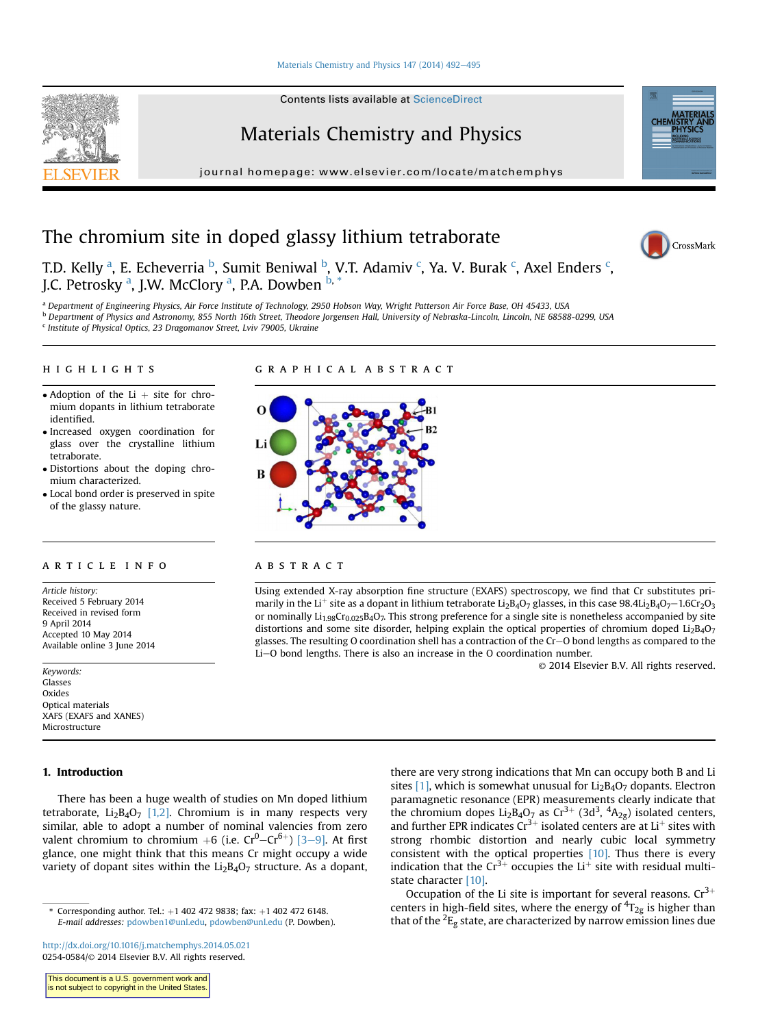# The chromium site in doped glassy lithium tetraborate

T.D. Kelly [a], E. Echeverria [b], Sumit Beniwal [b], V.T. Adamiv [c], Ya. V. Burak [c], Axel Enders [c], J.C. Petrosky [a], J.W. McClory [a], P.A. Dowben [b,*]

[a] Department of Engineering Physics, Air Force Institute of Technology, 2950 Hobson Way, Wright Patterson Air Force Base, OH 45433, USA
[b] Department of Physics and Astronomy, 855 North 16th Street, Theodore Jorgensen Hall, University of Nebraska-Lincoln, Lincoln, NE 68588-0299, USA
[c] Institute of Physical Optics, 23 Dragomanov Street, Lviv 79005, Ukraine

## HIGHLIGHTS

- Adoption of the Li + site for chromium dopants in lithium tetraborate identified.
- Increased oxygen coordination for glass over the crystalline lithium tetraborate.
- Distortions about the doping chromium characterized.
- Local bond order is preserved in spite of the glassy nature.

## GRAPHICAL ABSTRACT

## ARTICLE INFO

*Article history:*
Received 5 February 2014
Received in revised form
9 April 2014
Accepted 10 May 2014
Available online 3 June 2014

*Keywords:*
Glasses
Oxides
Optical materials
XAFS (EXAFS and XANES)
Microstructure

## ABSTRACT

Using extended X-ray absorption fine structure (EXAFS) spectroscopy, we find that Cr substitutes primarily in the $Li^+$ site as a dopant in lithium tetraborate $Li_2B_4O_7$ glasses, in this case $98.4Li_2B_4O_7$–$1.6Cr_2O_3$ or nominally $Li_{1.98}Cr_{0.025}B_4O_7$. This strong preference for a single site is nonetheless accompanied by site distortions and some site disorder, helping explain the optical properties of chromium doped $Li_2B_4O_7$ glasses. The resulting O coordination shell has a contraction of the Cr–O bond lengths as compared to the Li–O bond lengths. There is also an increase in the O coordination number.

© 2014 Elsevier B.V. All rights reserved.

## 1. Introduction

There has been a huge wealth of studies on Mn doped lithium tetraborate, $Li_2B_4O_7$ [1,2]. Chromium is in many respects very similar, able to adopt a number of nominal valencies from zero valent chromium to chromium +6 (i.e. $Cr^0$–$Cr^{6+}$) [3–9]. At first glance, one might think that this means Cr might occupy a wide variety of dopant sites within the $Li_2B_4O_7$ structure. As a dopant, there are very strong indications that Mn can occupy both B and Li sites [1], which is somewhat unusual for $Li_2B_4O_7$ dopants. Electron paramagnetic resonance (EPR) measurements clearly indicate that the chromium dopes $Li_2B_4O_7$ as $Cr^{3+}$ ($3d^3$, $^4A_{2g}$) isolated centers, and further EPR indicates $Cr^{3+}$ isolated centers are at $Li^+$ sites with strong rhombic distortion and nearly cubic local symmetry consistent with the optical properties [10]. Thus there is every indication that the $Cr^{3+}$ occupies the $Li^+$ site with residual multi-state character [10].

Occupation of the Li site is important for several reasons. $Cr^{3+}$ centers in high-field sites, where the energy of $^4T_{2g}$ is higher than that of the $^2E_g$ state, are characterized by narrow emission lines due

\* Corresponding author. Tel.: +1 402 472 9838; fax: +1 402 472 6148.
*E-mail addresses:* pdowben1@unl.edu, pdowben@unl.edu (P. Dowben).

http://dx.doi.org/10.1016/j.matchemphys.2014.05.021
0254-0584/© 2014 Elsevier B.V. All rights reserved.

This document is a U.S. government work and is not subject to copyright in the United States.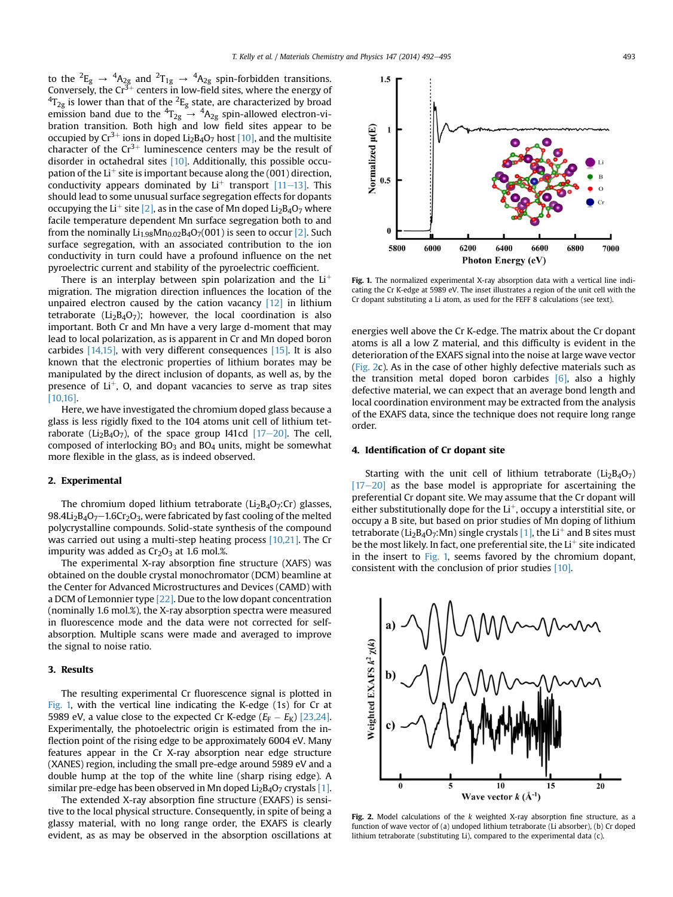to the $^2E_g \rightarrow {}^4A_{2g}$ and $^2T_{1g} \rightarrow {}^4A_{2g}$ spin-forbidden transitions. Conversely, the $Cr^{3+}$ centers in low-field sites, where the energy of $^4T_{2g}$ is lower than that of the $^2E_g$ state, are characterized by broad emission band due to the $^4T_{2g} \rightarrow {}^4A_{2g}$ spin-allowed electron-vibration transition. Both high and low field sites appear to be occupied by $Cr^{3+}$ ions in doped $Li_2B_4O_7$ host [10], and the multisite character of the $Cr^{3+}$ luminescence centers may be the result of disorder in octahedral sites [10]. Additionally, this possible occupation of the $Li^+$ site is important because along the (001) direction, conductivity appears dominated by $Li^+$ transport [11–13]. This should lead to some unusual surface segregation effects for dopants occupying the $Li^+$ site [2], as in the case of Mn doped $Li_2B_4O_7$ where facile temperature dependent Mn surface segregation both to and from the nominally $Li_{1.98}Mn_{0.02}B_4O_7(001)$ is seen to occur [2]. Such surface segregation, with an associated contribution to the ion conductivity in turn could have a profound influence on the net pyroelectric current and stability of the pyroelectric coefficient.

There is an interplay between spin polarization and the $Li^+$ migration. The migration direction influences the location of the unpaired electron caused by the cation vacancy [12] in lithium tetraborate ($Li_2B_4O_7$); however, the local coordination is also important. Both Cr and Mn have a very large d-moment that may lead to local polarization, as is apparent in Cr and Mn doped boron carbides [14,15], with very different consequences [15]. It is also known that the electronic properties of lithium borates may be manipulated by the direct inclusion of dopants, as well as, by the presence of $Li^+$, O, and dopant vacancies to serve as trap sites [10,16].

Here, we have investigated the chromium doped glass because a glass is less rigidly fixed to the 104 atoms unit cell of lithium tetraborate ($Li_2B_4O_7$), of the space group I41cd [17–20]. The cell, composed of interlocking $BO_3$ and $BO_4$ units, might be somewhat more flexible in the glass, as is indeed observed.

## 2. Experimental

The chromium doped lithium tetraborate ($Li_2B_4O_7$:Cr) glasses, $98.4Li_2B_4O_7$–$1.6Cr_2O_3$, were fabricated by fast cooling of the melted polycrystalline compounds. Solid-state synthesis of the compound was carried out using a multi-step heating process [10,21]. The Cr impurity was added as $Cr_2O_3$ at 1.6 mol.%.

The experimental X-ray absorption fine structure (XAFS) was obtained on the double crystal monochromator (DCM) beamline at the Center for Advanced Microstructures and Devices (CAMD) with a DCM of Lemonnier type [22]. Due to the low dopant concentration (nominally 1.6 mol.%), the X-ray absorption spectra were measured in fluorescence mode and the data were not corrected for self-absorption. Multiple scans were made and averaged to improve the signal to noise ratio.

## 3. Results

The resulting experimental Cr fluorescence signal is plotted in Fig. 1, with the vertical line indicating the K-edge (1s) for Cr at 5989 eV, a value close to the expected Cr K-edge ($E_F - E_K$) [23,24]. Experimentally, the photoelectric origin is estimated from the inflection point of the rising edge to be approximately 6004 eV. Many features appear in the Cr X-ray absorption near edge structure (XANES) region, including the small pre-edge around 5989 eV and a double hump at the top of the white line (sharp rising edge). A similar pre-edge has been observed in Mn doped $Li_2B_4O_7$ crystals [1].

The extended X-ray absorption fine structure (EXAFS) is sensitive to the local physical structure. Consequently, in spite of being a glassy material, with no long range order, the EXAFS is clearly evident, as as may be observed in the absorption oscillations at energies well above the Cr K-edge. The matrix about the Cr dopant atoms is all a low Z material, and this difficulty is evident in the deterioration of the EXAFS signal into the noise at large wave vector (Fig. 2c). As in the case of other highly defective materials such as the transition metal doped boron carbides [6], also a highly defective material, we can expect that an average bond length and local coordination environment may be extracted from the analysis of the EXAFS data, since the technique does not require long range order.

Fig. 1. The normalized experimental X-ray absorption data with a vertical line indicating the Cr K-edge at 5989 eV. The inset illustrates a region of the unit cell with the Cr dopant substituting a Li atom, as used for the FEFF 8 calculations (see text).

## 4. Identification of Cr dopant site

Starting with the unit cell of lithium tetraborate ($Li_2B_4O_7$) [17–20] as the base model is appropriate for ascertaining the preferential Cr dopant site. We may assume that the Cr dopant will either substitutionally dope for the $Li^+$, occupy a interstitial site, or occupy a B site, but based on prior studies of Mn doping of lithium tetraborate ($Li_2B_4O_7$:Mn) single crystals [1], the $Li^+$ and B sites must be the most likely. In fact, one preferential site, the $Li^+$ site indicated in the insert to Fig. 1, seems favored by the chromium dopant, consistent with the conclusion of prior studies [10].

Fig. 2. Model calculations of the k weighted X-ray absorption fine structure, as a function of wave vector of (a) undoped lithium tetraborate (Li absorber), (b) Cr doped lithium tetraborate (substituting Li), compared to the experimental data (c).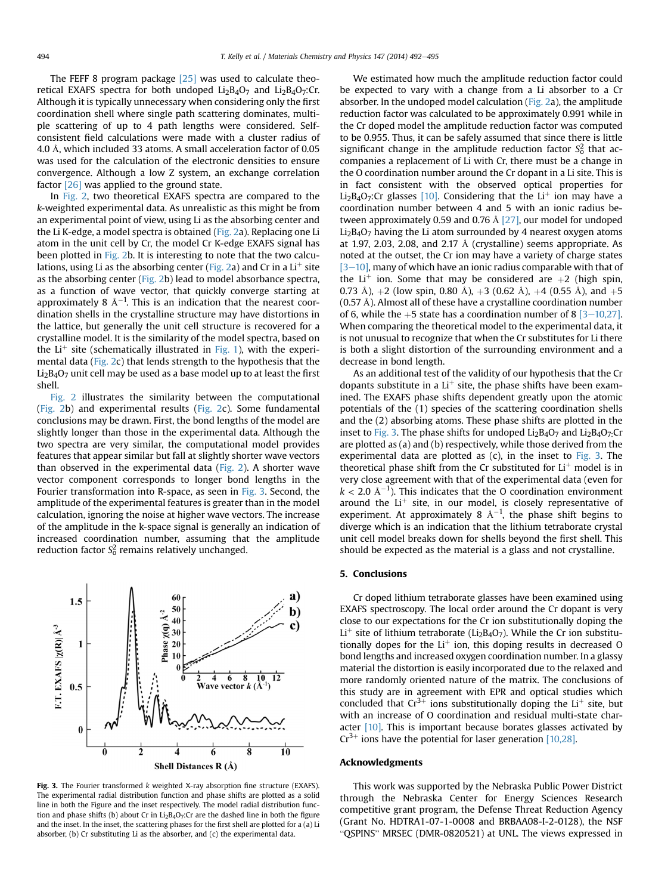The FEFF 8 program package [25] was used to calculate theoretical EXAFS spectra for both undoped $Li_2B_4O_7$ and $Li_2B_4O_7$:Cr. Although it is typically unnecessary when considering only the first coordination shell where single path scattering dominates, multiple scattering of up to 4 path lengths were considered. Self-consistent field calculations were made with a cluster radius of 4.0 Å, which included 33 atoms. A small acceleration factor of 0.05 was used for the calculation of the electronic densities to ensure convergence. Although a low Z system, an exchange correlation factor [26] was applied to the ground state.

In Fig. 2, two theoretical EXAFS spectra are compared to the *k*-weighted experimental data. As unrealistic as this might be from an experimental point of view, using Li as the absorbing center and the Li K-edge, a model spectra is obtained (Fig. 2a). Replacing one Li atom in the unit cell by Cr, the model Cr K-edge EXAFS signal has been plotted in Fig. 2b. It is interesting to note that the two calculations, using Li as the absorbing center (Fig. 2a) and Cr in a $Li^+$ site as the absorbing center (Fig. 2b) lead to model absorbance spectra, as a function of wave vector, that quickly converge starting at approximately 8 $Å^{-1}$. This is an indication that the nearest coordination shells in the crystalline structure may have distortions in the lattice, but generally the unit cell structure is recovered for a crystalline model. It is the similarity of the model spectra, based on the $Li^+$ site (schematically illustrated in Fig. 1), with the experimental data (Fig. 2c) that lends strength to the hypothesis that the $Li_2B_4O_7$ unit cell may be used as a base model up to at least the first shell.

Fig. 2 illustrates the similarity between the computational (Fig. 2b) and experimental results (Fig. 2c). Some fundamental conclusions may be drawn. First, the bond lengths of the model are slightly longer than those in the experimental data. Although the two spectra are very similar, the computational model provides features that appear similar but fall at slightly shorter wave vectors than observed in the experimental data (Fig. 2). A shorter wave vector component corresponds to longer bond lengths in the Fourier transformation into R-space, as seen in Fig. 3. Second, the amplitude of the experimental features is greater than in the model calculation, ignoring the noise at higher wave vectors. The increase of the amplitude in the k-space signal is generally an indication of increased coordination number, assuming that the amplitude reduction factor $S_0^2$ remains relatively unchanged.

Fig. 3. The Fourier transformed *k* weighted X-ray absorption fine structure (EXAFS). The experimental radial distribution function and phase shifts are plotted as a solid line in both the Figure and the inset respectively. The model radial distribution function and phase shifts (b) about Cr in $Li_2B_4O_7$:Cr are the dashed line in both the figure and the inset. In the inset, the scattering phases for the first shell are plotted for a (a) Li absorber, (b) Cr substituting Li as the absorber, and (c) the experimental data.

We estimated how much the amplitude reduction factor could be expected to vary with a change from a Li absorber to a Cr absorber. In the undoped model calculation (Fig. 2a), the amplitude reduction factor was calculated to be approximately 0.991 while in the Cr doped model the amplitude reduction factor was computed to be 0.955. Thus, it can be safely assumed that since there is little significant change in the amplitude reduction factor $S_0^2$ that accompanies a replacement of Li with Cr, there must be a change in the O coordination number around the Cr dopant in a Li site. This is in fact consistent with the observed optical properties for $Li_2B_4O_7$:Cr glasses [10]. Considering that the $Li^+$ ion may have a coordination number between 4 and 5 with an ionic radius between approximately 0.59 and 0.76 Å [27], our model for undoped $Li_2B_4O_7$ having the Li atom surrounded by 4 nearest oxygen atoms at 1.97, 2.03, 2.08, and 2.17 Å (crystalline) seems appropriate. As noted at the outset, the Cr ion may have a variety of charge states [3–10], many of which have an ionic radius comparable with that of the $Li^+$ ion. Some that may be considered are +2 (high spin, 0.73 Å), +2 (low spin, 0.80 Å), +3 (0.62 Å), +4 (0.55 Å), and +5 (0.57 Å). Almost all of these have a crystalline coordination number of 6, while the +5 state has a coordination number of 8 [3–10,27]. When comparing the theoretical model to the experimental data, it is not unusual to recognize that when the Cr substitutes for Li there is both a slight distortion of the surrounding environment and a decrease in bond length.

As an additional test of the validity of our hypothesis that the Cr dopants substitute in a $Li^+$ site, the phase shifts have been examined. The EXAFS phase shifts dependent greatly upon the atomic potentials of the (1) species of the scattering coordination shells and the (2) absorbing atoms. These phase shifts are plotted in the inset to Fig. 3. The phase shifts for undoped $Li_2B_4O_7$ and $Li_2B_4O_7$:Cr are plotted as (a) and (b) respectively, while those derived from the experimental data are plotted as (c), in the inset to Fig. 3. The theoretical phase shift from the Cr substituted for $Li^+$ model is in very close agreement with that of the experimental data (even for $k < 2.0$ $Å^{-1}$). This indicates that the O coordination environment around the $Li^+$ site, in our model, is closely representative of experiment. At approximately 8 $Å^{-1}$, the phase shift begins to diverge which is an indication that the lithium tetraborate crystal unit cell model breaks down for shells beyond the first shell. This should be expected as the material is a glass and not crystalline.

## 5. Conclusions

Cr doped lithium tetraborate glasses have been examined using EXAFS spectroscopy. The local order around the Cr dopant is very close to our expectations for the Cr ion substitutionally doping the $Li^+$ site of lithium tetraborate ($Li_2B_4O_7$). While the Cr ion substitutionally dopes for the $Li^+$ ion, this doping results in decreased O bond lengths and increased oxygen coordination number. In a glassy material the distortion is easily incorporated due to the relaxed and more randomly oriented nature of the matrix. The conclusions of this study are in agreement with EPR and optical studies which concluded that $Cr^{3+}$ ions substitutionally doping the $Li^+$ site, but with an increase of O coordination and residual multi-state character [10]. This is important because borates glasses activated by $Cr^{3+}$ ions have the potential for laser generation [10,28].

## Acknowledgments

This work was supported by the Nebraska Public Power District through the Nebraska Center for Energy Sciences Research competitive grant program, the Defense Threat Reduction Agency (Grant No. HDTRA1-07-1-0008 and BRBAA08-I-2-0128), the NSF "QSPINS" MRSEC (DMR-0820521) at UNL. The views expressed in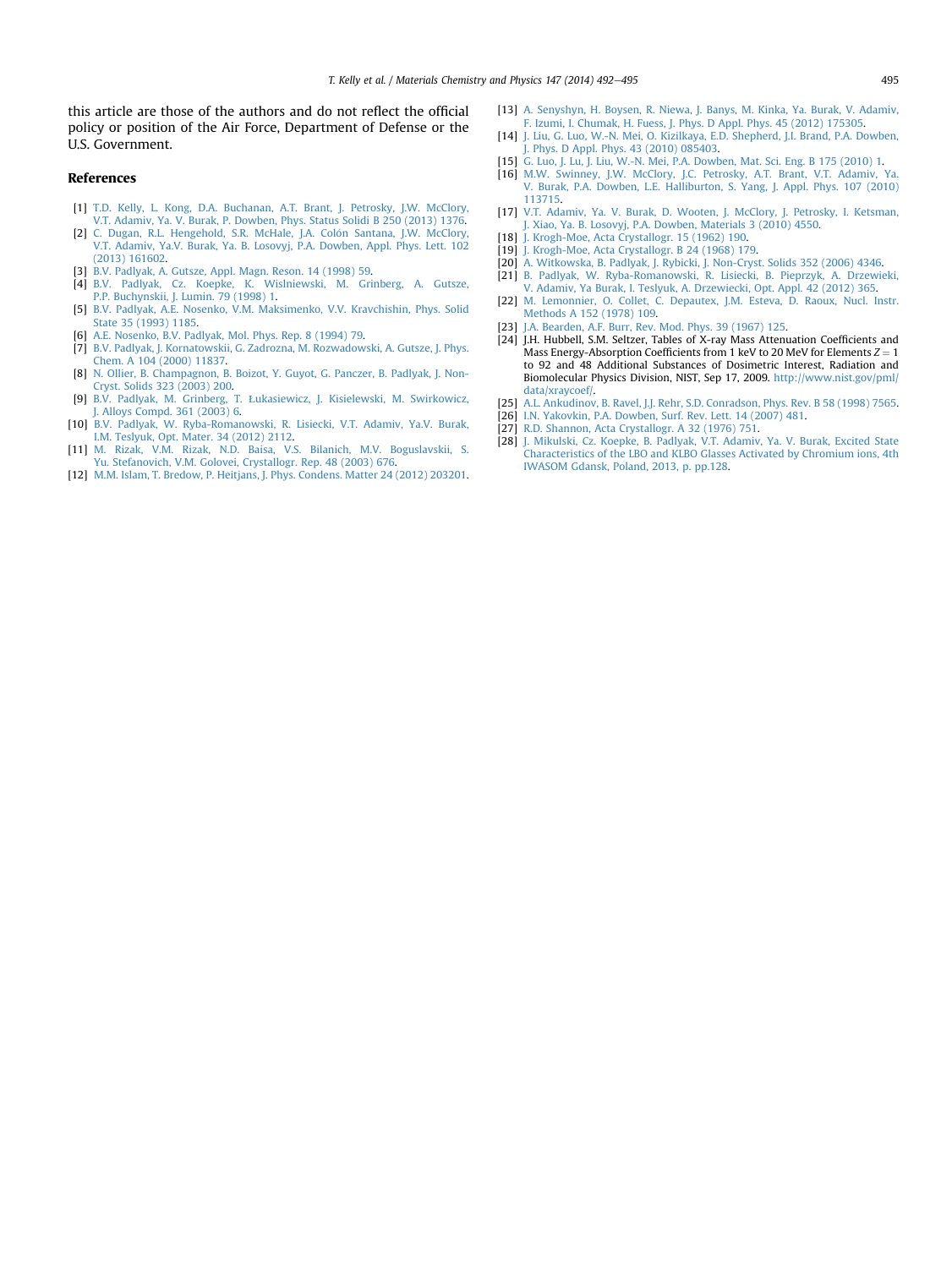this article are those of the authors and do not reflect the official policy or position of the Air Force, Department of Defense or the U.S. Government.

## References

[1] T.D. Kelly, L. Kong, D.A. Buchanan, A.T. Brant, J. Petrosky, J.W. McClory, V.T. Adamiv, Ya. V. Burak, P. Dowben, Phys. Status Solidi B 250 (2013) 1376.

[2] C. Dugan, R.L. Hengehold, S.R. McHale, J.A. Colón Santana, J.W. McClory, V.T. Adamiv, Ya.V. Burak, Ya. B. Losovyj, P.A. Dowben, Appl. Phys. Lett. 102 (2013) 161602.

[3] B.V. Padlyak, A. Gutsze, Appl. Magn. Reson. 14 (1998) 59.

[4] B.V. Padlyak, Cz. Koepke, K. Wislniewski, M. Grinberg, A. Gutsze, P.P. Buchynskii, J. Lumin. 79 (1998) 1.

[5] B.V. Padlyak, A.E. Nosenko, V.M. Maksimenko, V.V. Kravchishin, Phys. Solid State 35 (1993) 1185.

[6] A.E. Nosenko, B.V. Padlyak, Mol. Phys. Rep. 8 (1994) 79.

[7] B.V. Padlyak, J. Kornatowskii, G. Zadrozna, M. Rozwadowski, A. Gutsze, J. Phys. Chem. A 104 (2000) 11837.

[8] N. Ollier, B. Champagnon, B. Boizot, Y. Guyot, G. Panczer, B. Padlyak, J. Non-Cryst. Solids 323 (2003) 200.

[9] B.V. Padlyak, M. Grinberg, T. Łukasiewicz, J. Kisielewski, M. Swirkowicz, J. Alloys Compd. 361 (2003) 6.

[10] B.V. Padlyak, W. Ryba-Romanowski, R. Lisiecki, V.T. Adamiv, Ya.V. Burak, I.M. Teslyuk, Opt. Mater. 34 (2012) 2112.

[11] M. Rizak, V.M. Rizak, N.D. Baisa, V.S. Bilanich, M.V. Boguslavskii, S. Yu. Stefanovich, V.M. Golovei, Crystallogr. Rep. 48 (2003) 676.

[12] M.M. Islam, T. Bredow, P. Heitjans, J. Phys. Condens. Matter 24 (2012) 203201.

[13] A. Senyshyn, H. Boysen, R. Niewa, J. Banys, M. Kinka, Ya. Burak, V. Adamiv, F. Izumi, I. Chumak, H. Fuess, J. Phys. D Appl. Phys. 45 (2012) 175305.

[14] J. Liu, G. Luo, W.-N. Mei, O. Kizilkaya, E.D. Shepherd, J.I. Brand, P.A. Dowben, J. Phys. D Appl. Phys. 43 (2010) 085403.

[15] G. Luo, J. Lu, J. Liu, W.-N. Mei, P.A. Dowben, Mat. Sci. Eng. B 175 (2010) 1.

[16] M.W. Swinney, J.W. McClory, J.C. Petrosky, A.T. Brant, V.T. Adamiv, Ya. V. Burak, P.A. Dowben, L.E. Halliburton, S. Yang, J. Appl. Phys. 107 (2010) 113715.

[17] V.T. Adamiv, Ya. V. Burak, D. Wooten, J. McClory, J. Petrosky, I. Ketsman, J. Xiao, Ya. B. Losovyj, P.A. Dowben, Materials 3 (2010) 4550.

[18] J. Krogh-Moe, Acta Crystallogr. 15 (1962) 190.

[19] J. Krogh-Moe, Acta Crystallogr. B 24 (1968) 179.

[20] A. Witkowska, B. Padlyak, J. Rybicki, J. Non-Cryst. Solids 352 (2006) 4346.

[21] B. Padlyak, W. Ryba-Romanowski, R. Lisiecki, B. Pieprzyk, A. Drzewieki, V. Adamiv, Ya Burak, I. Teslyuk, A. Drzewiecki, Opt. Appl. 42 (2012) 365.

[22] M. Lemonnier, O. Collet, C. Depautex, J.M. Esteva, D. Raoux, Nucl. Instr. Methods A 152 (1978) 109.

[23] J.A. Bearden, A.F. Burr, Rev. Mod. Phys. 39 (1967) 125.

[24] J.H. Hubbell, S.M. Seltzer, Tables of X-ray Mass Attenuation Coefficients and Mass Energy-Absorption Coefficients from 1 keV to 20 MeV for Elements $Z = 1$ to 92 and 48 Additional Substances of Dosimetric Interest, Radiation and Biomolecular Physics Division, NIST, Sep 17, 2009. http://www.nist.gov/pml/data/xraycoef/.

[25] A.L. Ankudinov, B. Ravel, J.J. Rehr, S.D. Conradson, Phys. Rev. B 58 (1998) 7565.

[26] I.N. Yakovkin, P.A. Dowben, Surf. Rev. Lett. 14 (2007) 481.

[27] R.D. Shannon, Acta Crystallogr. A 32 (1976) 751.

[28] J. Mikulski, Cz. Koepke, B. Padlyak, V.T. Adamiv, Ya. V. Burak, Excited State Characteristics of the LBO and KLBO Glasses Activated by Chromium ions, 4th IWASOM Gdansk, Poland, 2013, p. pp.128.